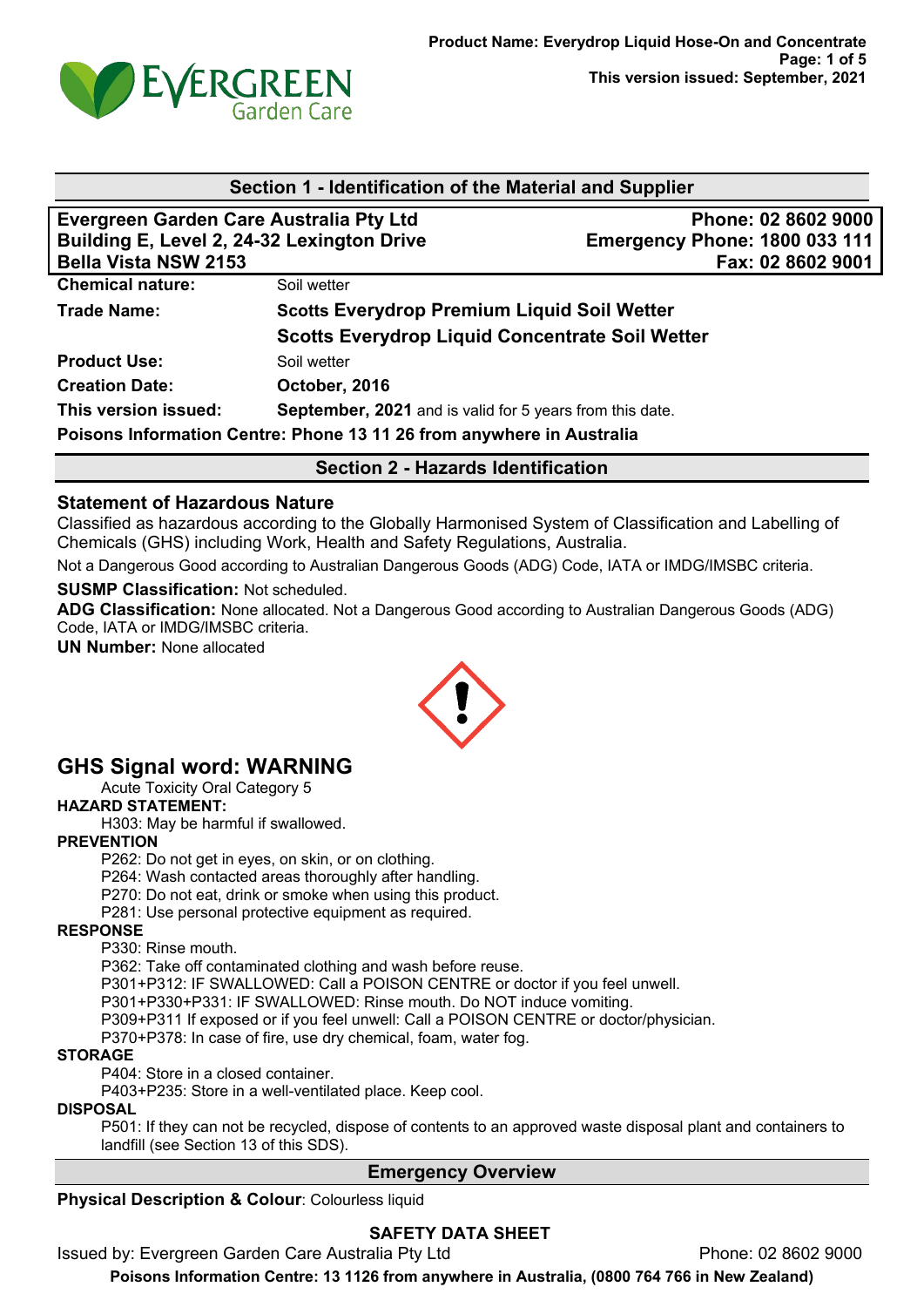## Section 1 - Identification of the Material and Supplier

| Evergreen Garden Care Australia Pty Ltd | Phone: 02 8602 9000 |
|---|---|
| Building E, Level 2, 24-32 Lexington Drive | Emergency Phone: 1800 033 111 |
| Bella Vista NSW 2153 | Fax: 02 8602 9001 |

| | |
|---|---|
| **Chemical nature:** | Soil wetter |
| **Trade Name:** | **Scotts Everydrop Premium Liquid Soil Wetter** |
| | **Scotts Everydrop Liquid Concentrate Soil Wetter** |
| **Product Use:** | Soil wetter |
| **Creation Date:** | **October, 2016** |
| **This version issued:** | **September, 2021** and is valid for 5 years from this date. |

**Poisons Information Centre: Phone 13 11 26 from anywhere in Australia**

## Section 2 - Hazards Identification

### Statement of Hazardous Nature

Classified as hazardous according to the Globally Harmonised System of Classification and Labelling of Chemicals (GHS) including Work, Health and Safety Regulations, Australia.

Not a Dangerous Good according to Australian Dangerous Goods (ADG) Code, IATA or IMDG/IMSBC criteria.

**SUSMP Classification:** Not scheduled.

**ADG Classification:** None allocated. Not a Dangerous Good according to Australian Dangerous Goods (ADG) Code, IATA or IMDG/IMSBC criteria.

**UN Number:** None allocated

## GHS Signal word: WARNING

Acute Toxicity Oral Category 5

**HAZARD STATEMENT:**

H303: May be harmful if swallowed.

**PREVENTION**

P262: Do not get in eyes, on skin, or on clothing.
P264: Wash contacted areas thoroughly after handling.
P270: Do not eat, drink or smoke when using this product.
P281: Use personal protective equipment as required.

**RESPONSE**

P330: Rinse mouth.
P362: Take off contaminated clothing and wash before reuse.
P301+P312: IF SWALLOWED: Call a POISON CENTRE or doctor if you feel unwell.
P301+P330+P331: IF SWALLOWED: Rinse mouth. Do NOT induce vomiting.
P309+P311 If exposed or if you feel unwell: Call a POISON CENTRE or doctor/physician.
P370+P378: In case of fire, use dry chemical, foam, water fog.

**STORAGE**

P404: Store in a closed container.
P403+P235: Store in a well-ventilated place. Keep cool.

**DISPOSAL**

P501: If they can not be recycled, dispose of contents to an approved waste disposal plant and containers to landfill (see Section 13 of this SDS).

## Emergency Overview

**Physical Description & Colour**: Colourless liquid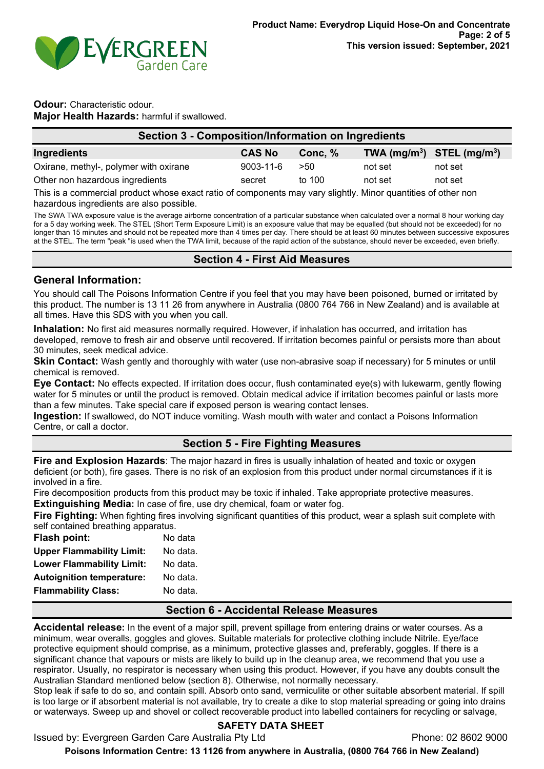**Odour:** Characteristic odour.
**Major Health Hazards:** harmful if swallowed.

## Section 3 - Composition/Information on Ingredients

| Ingredients | CAS No | Conc, % | TWA ($mg/m^3$) | STEL ($mg/m^3$) |
|---|---|---|---|---|
| Oxirane, methyl-, polymer with oxirane | 9003-11-6 | >50 | not set | not set |
| Other non hazardous ingredients | secret | to 100 | not set | not set |

This is a commercial product whose exact ratio of components may vary slightly. Minor quantities of other non hazardous ingredients are also possible.

The SWA TWA exposure value is the average airborne concentration of a particular substance when calculated over a normal 8 hour working day for a 5 day working week. The STEL (Short Term Exposure Limit) is an exposure value that may be equalled (but should not be exceeded) for no longer than 15 minutes and should not be repeated more than 4 times per day. There should be at least 60 minutes between successive exposures at the STEL. The term "peak "is used when the TWA limit, because of the rapid action of the substance, should never be exceeded, even briefly.

## Section 4 - First Aid Measures

### General Information:

You should call The Poisons Information Centre if you feel that you may have been poisoned, burned or irritated by this product. The number is 13 11 26 from anywhere in Australia (0800 764 766 in New Zealand) and is available at all times. Have this SDS with you when you call.

**Inhalation:** No first aid measures normally required. However, if inhalation has occurred, and irritation has developed, remove to fresh air and observe until recovered. If irritation becomes painful or persists more than about 30 minutes, seek medical advice.

**Skin Contact:** Wash gently and thoroughly with water (use non-abrasive soap if necessary) for 5 minutes or until chemical is removed.

**Eye Contact:** No effects expected. If irritation does occur, flush contaminated eye(s) with lukewarm, gently flowing water for 5 minutes or until the product is removed. Obtain medical advice if irritation becomes painful or lasts more than a few minutes. Take special care if exposed person is wearing contact lenses.

**Ingestion:** If swallowed, do NOT induce vomiting. Wash mouth with water and contact a Poisons Information Centre, or call a doctor.

## Section 5 - Fire Fighting Measures

**Fire and Explosion Hazards**: The major hazard in fires is usually inhalation of heated and toxic or oxygen deficient (or both), fire gases. There is no risk of an explosion from this product under normal circumstances if it is involved in a fire.

Fire decomposition products from this product may be toxic if inhaled. Take appropriate protective measures.

**Extinguishing Media:** In case of fire, use dry chemical, foam or water fog.

**Fire Fighting:** When fighting fires involving significant quantities of this product, wear a splash suit complete with self contained breathing apparatus.

**Flash point:** No data
**Upper Flammability Limit:** No data.
**Lower Flammability Limit:** No data.
**Autoignition temperature:** No data.
**Flammability Class:** No data.

## Section 6 - Accidental Release Measures

**Accidental release:** In the event of a major spill, prevent spillage from entering drains or water courses. As a minimum, wear overalls, goggles and gloves. Suitable materials for protective clothing include Nitrile. Eye/face protective equipment should comprise, as a minimum, protective glasses and, preferably, goggles. If there is a significant chance that vapours or mists are likely to build up in the cleanup area, we recommend that you use a respirator. Usually, no respirator is necessary when using this product. However, if you have any doubts consult the Australian Standard mentioned below (section 8). Otherwise, not normally necessary.

Stop leak if safe to do so, and contain spill. Absorb onto sand, vermiculite or other suitable absorbent material. If spill is too large or if absorbent material is not available, try to create a dike to stop material spreading or going into drains or waterways. Sweep up and shovel or collect recoverable product into labelled containers for recycling or salvage,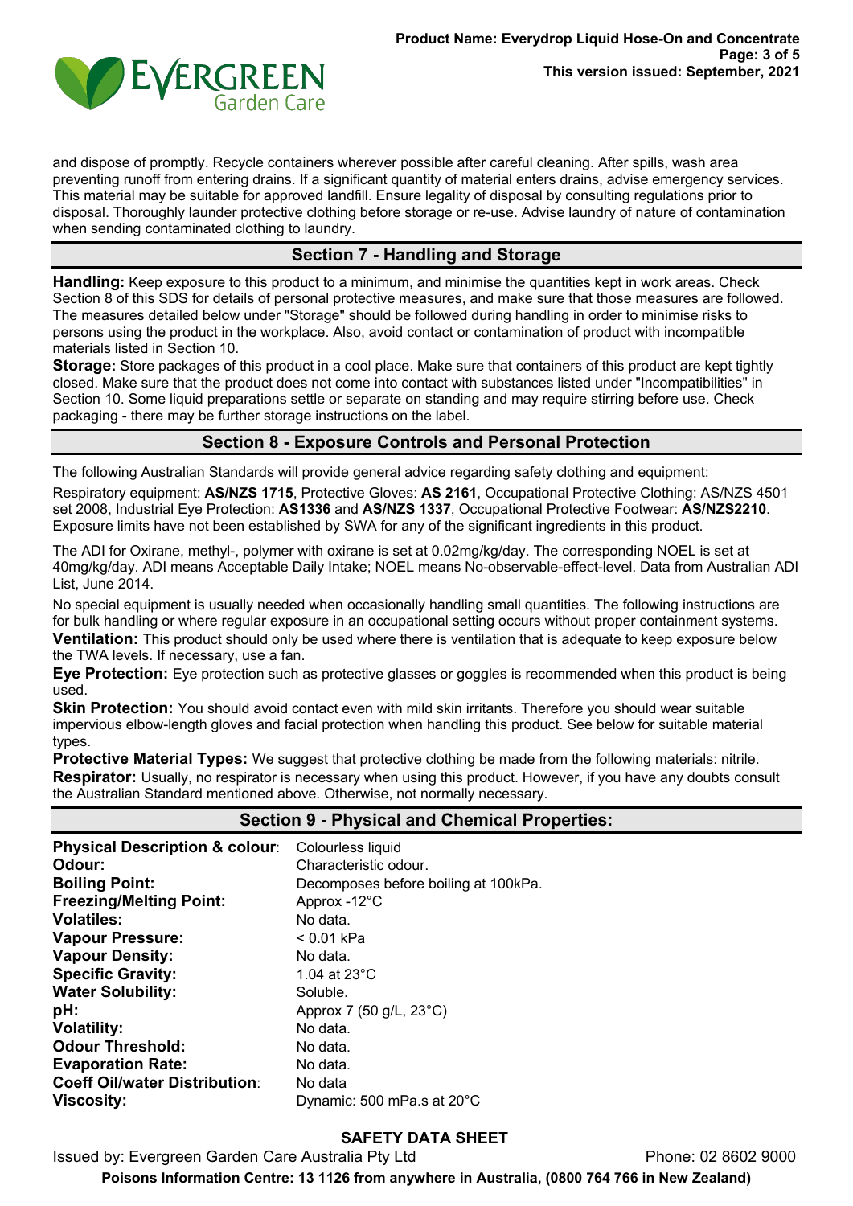and dispose of promptly. Recycle containers wherever possible after careful cleaning. After spills, wash area preventing runoff from entering drains. If a significant quantity of material enters drains, advise emergency services. This material may be suitable for approved landfill. Ensure legality of disposal by consulting regulations prior to disposal. Thoroughly launder protective clothing before storage or re-use. Advise laundry of nature of contamination when sending contaminated clothing to laundry.

## Section 7 - Handling and Storage

**Handling:** Keep exposure to this product to a minimum, and minimise the quantities kept in work areas. Check Section 8 of this SDS for details of personal protective measures, and make sure that those measures are followed. The measures detailed below under "Storage" should be followed during handling in order to minimise risks to persons using the product in the workplace. Also, avoid contact or contamination of product with incompatible materials listed in Section 10.

**Storage:** Store packages of this product in a cool place. Make sure that containers of this product are kept tightly closed. Make sure that the product does not come into contact with substances listed under "Incompatibilities" in Section 10. Some liquid preparations settle or separate on standing and may require stirring before use. Check packaging - there may be further storage instructions on the label.

## Section 8 - Exposure Controls and Personal Protection

The following Australian Standards will provide general advice regarding safety clothing and equipment:

Respiratory equipment: **AS/NZS 1715**, Protective Gloves: **AS 2161**, Occupational Protective Clothing: AS/NZS 4501 set 2008, Industrial Eye Protection: **AS1336** and **AS/NZS 1337**, Occupational Protective Footwear: **AS/NZS2210**. Exposure limits have not been established by SWA for any of the significant ingredients in this product.

The ADI for Oxirane, methyl-, polymer with oxirane is set at 0.02mg/kg/day. The corresponding NOEL is set at 40mg/kg/day. ADI means Acceptable Daily Intake; NOEL means No-observable-effect-level. Data from Australian ADI List, June 2014.

No special equipment is usually needed when occasionally handling small quantities. The following instructions are for bulk handling or where regular exposure in an occupational setting occurs without proper containment systems.

**Ventilation:** This product should only be used where there is ventilation that is adequate to keep exposure below the TWA levels. If necessary, use a fan.

**Eye Protection:** Eye protection such as protective glasses or goggles is recommended when this product is being used.

**Skin Protection:** You should avoid contact even with mild skin irritants. Therefore you should wear suitable impervious elbow-length gloves and facial protection when handling this product. See below for suitable material types.

**Protective Material Types:** We suggest that protective clothing be made from the following materials: nitrile.

**Respirator:** Usually, no respirator is necessary when using this product. However, if you have any doubts consult the Australian Standard mentioned above. Otherwise, not normally necessary.

## Section 9 - Physical and Chemical Properties:

| | |
|---|---|
| **Physical Description & colour**: | Colourless liquid |
| **Odour:** | Characteristic odour. |
| **Boiling Point:** | Decomposes before boiling at 100kPa. |
| **Freezing/Melting Point:** | Approx -12°C |
| **Volatiles:** | No data. |
| **Vapour Pressure:** | < 0.01 kPa |
| **Vapour Density:** | No data. |
| **Specific Gravity:** | 1.04 at 23°C |
| **Water Solubility:** | Soluble. |
| **pH:** | Approx 7 (50 g/L, 23°C) |
| **Volatility:** | No data. |
| **Odour Threshold:** | No data. |
| **Evaporation Rate:** | No data. |
| **Coeff Oil/water Distribution**: | No data |
| **Viscosity:** | Dynamic: 500 mPa.s at 20°C |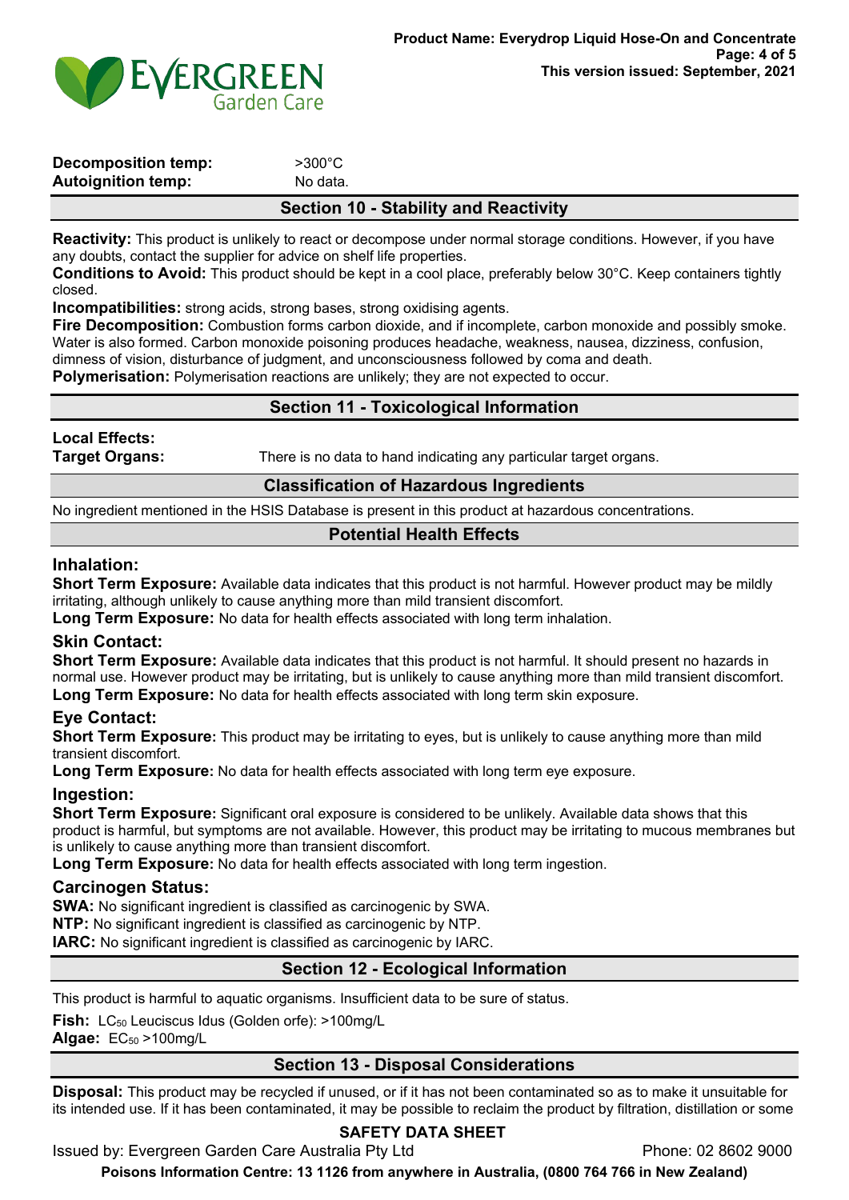**Decomposition temp:** >300°C
**Autoignition temp:** No data.

## Section 10 - Stability and Reactivity

**Reactivity:** This product is unlikely to react or decompose under normal storage conditions. However, if you have any doubts, contact the supplier for advice on shelf life properties.
**Conditions to Avoid:** This product should be kept in a cool place, preferably below 30°C. Keep containers tightly closed.
**Incompatibilities:** strong acids, strong bases, strong oxidising agents.
**Fire Decomposition:** Combustion forms carbon dioxide, and if incomplete, carbon monoxide and possibly smoke. Water is also formed. Carbon monoxide poisoning produces headache, weakness, nausea, dizziness, confusion, dimness of vision, disturbance of judgment, and unconsciousness followed by coma and death.
**Polymerisation:** Polymerisation reactions are unlikely; they are not expected to occur.

## Section 11 - Toxicological Information

**Local Effects:**
**Target Organs:** There is no data to hand indicating any particular target organs.

### Classification of Hazardous Ingredients

No ingredient mentioned in the HSIS Database is present in this product at hazardous concentrations.

### Potential Health Effects

#### Inhalation:

**Short Term Exposure:** Available data indicates that this product is not harmful. However product may be mildly irritating, although unlikely to cause anything more than mild transient discomfort.
**Long Term Exposure:** No data for health effects associated with long term inhalation.

#### Skin Contact:

**Short Term Exposure:** Available data indicates that this product is not harmful. It should present no hazards in normal use. However product may be irritating, but is unlikely to cause anything more than mild transient discomfort.
**Long Term Exposure:** No data for health effects associated with long term skin exposure.

#### Eye Contact:

**Short Term Exposure:** This product may be irritating to eyes, but is unlikely to cause anything more than mild transient discomfort.
**Long Term Exposure:** No data for health effects associated with long term eye exposure.

#### Ingestion:

**Short Term Exposure:** Significant oral exposure is considered to be unlikely. Available data shows that this product is harmful, but symptoms are not available. However, this product may be irritating to mucous membranes but is unlikely to cause anything more than transient discomfort.
**Long Term Exposure:** No data for health effects associated with long term ingestion.

#### Carcinogen Status:

**SWA:** No significant ingredient is classified as carcinogenic by SWA.
**NTP:** No significant ingredient is classified as carcinogenic by NTP.
**IARC:** No significant ingredient is classified as carcinogenic by IARC.

## Section 12 - Ecological Information

This product is harmful to aquatic organisms. Insufficient data to be sure of status.

**Fish:** $LC_{50}$ Leuciscus Idus (Golden orfe): >100mg/L
**Algae:** $EC_{50}$ >100mg/L

## Section 13 - Disposal Considerations

**Disposal:** This product may be recycled if unused, or if it has not been contaminated so as to make it unsuitable for its intended use. If it has been contaminated, it may be possible to reclaim the product by filtration, distillation or some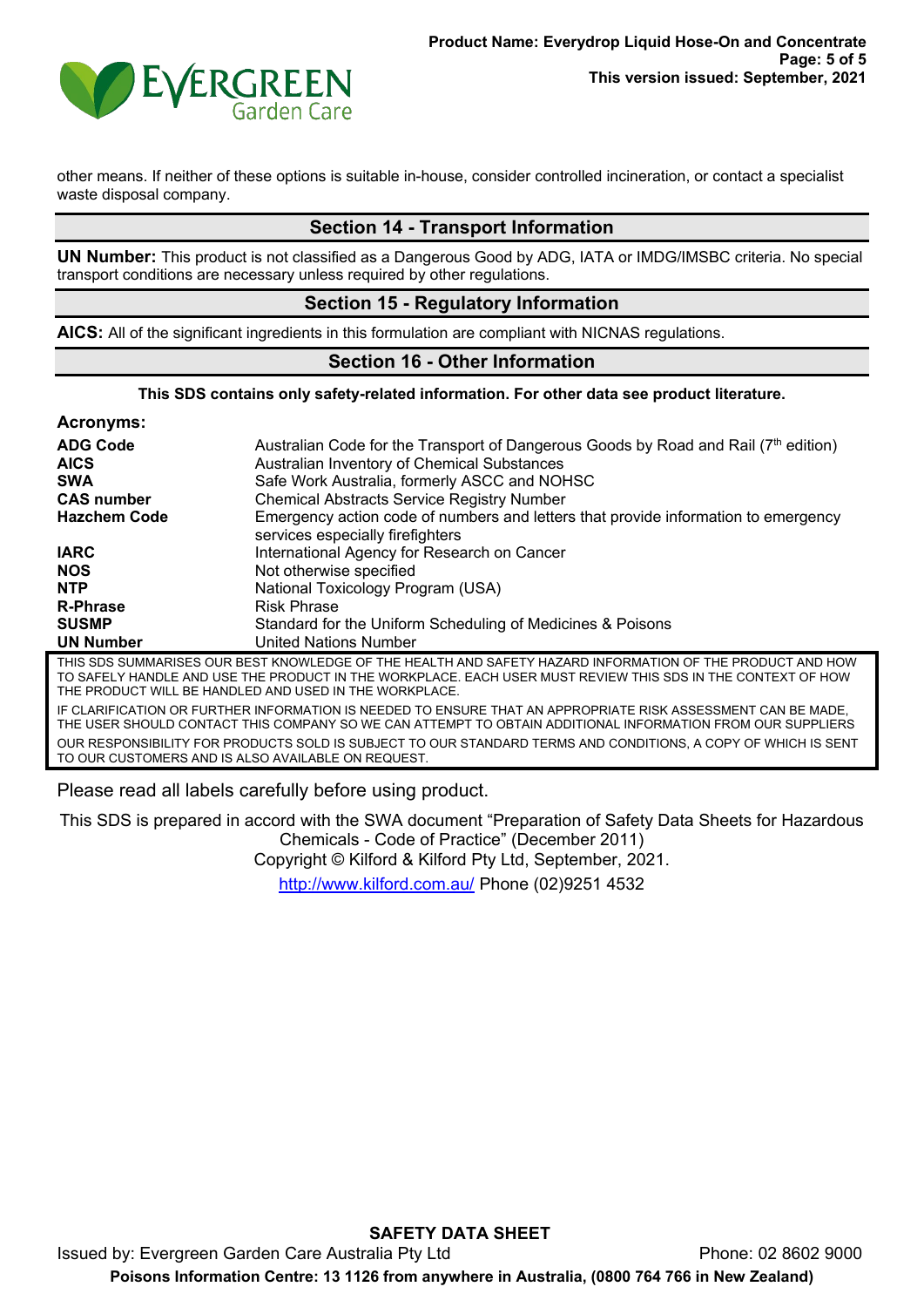other means. If neither of these options is suitable in-house, consider controlled incineration, or contact a specialist waste disposal company.

## Section 14 - Transport Information

**UN Number:** This product is not classified as a Dangerous Good by ADG, IATA or IMDG/IMSBC criteria. No special transport conditions are necessary unless required by other regulations.

## Section 15 - Regulatory Information

**AICS:** All of the significant ingredients in this formulation are compliant with NICNAS regulations.

## Section 16 - Other Information

**This SDS contains only safety-related information. For other data see product literature.**

**Acronyms:**

| | |
|---|---|
| **ADG Code** | Australian Code for the Transport of Dangerous Goods by Road and Rail (7th edition) |
| **AICS** | Australian Inventory of Chemical Substances |
| **SWA** | Safe Work Australia, formerly ASCC and NOHSC |
| **CAS number** | Chemical Abstracts Service Registry Number |
| **Hazchem Code** | Emergency action code of numbers and letters that provide information to emergency services especially firefighters |
| **IARC** | International Agency for Research on Cancer |
| **NOS** | Not otherwise specified |
| **NTP** | National Toxicology Program (USA) |
| **R-Phrase** | Risk Phrase |
| **SUSMP** | Standard for the Uniform Scheduling of Medicines & Poisons |
| **UN Number** | United Nations Number |

THIS SDS SUMMARISES OUR BEST KNOWLEDGE OF THE HEALTH AND SAFETY HAZARD INFORMATION OF THE PRODUCT AND HOW TO SAFELY HANDLE AND USE THE PRODUCT IN THE WORKPLACE. EACH USER MUST REVIEW THIS SDS IN THE CONTEXT OF HOW THE PRODUCT WILL BE HANDLED AND USED IN THE WORKPLACE.

IF CLARIFICATION OR FURTHER INFORMATION IS NEEDED TO ENSURE THAT AN APPROPRIATE RISK ASSESSMENT CAN BE MADE, THE USER SHOULD CONTACT THIS COMPANY SO WE CAN ATTEMPT TO OBTAIN ADDITIONAL INFORMATION FROM OUR SUPPLIERS

OUR RESPONSIBILITY FOR PRODUCTS SOLD IS SUBJECT TO OUR STANDARD TERMS AND CONDITIONS, A COPY OF WHICH IS SENT TO OUR CUSTOMERS AND IS ALSO AVAILABLE ON REQUEST.

Please read all labels carefully before using product.

This SDS is prepared in accord with the SWA document "Preparation of Safety Data Sheets for Hazardous Chemicals - Code of Practice" (December 2011)

Copyright © Kilford & Kilford Pty Ltd, September, 2021.

http://www.kilford.com.au/ Phone (02)9251 4532